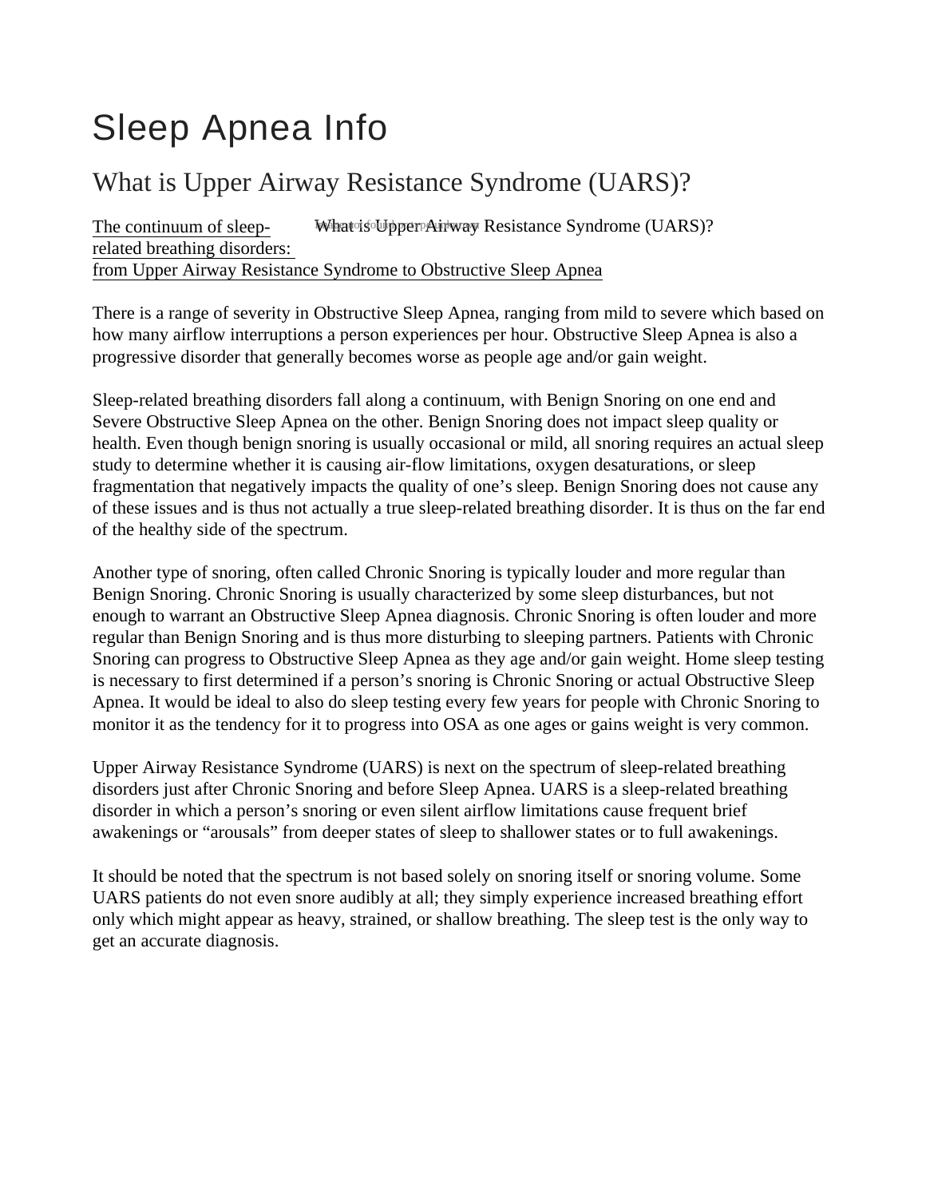# Sleep Apnea Info

## What is Upper Airway Resistance Syndrome (UARS)?

The continuum of sleep-related breathing disorders: from Upper Airway Resistance Syndrome to Obstructive Sleep Apnea

What is Upper Airway Resistance Syndrome (UARS)?

There is a range of severity in Obstructive Sleep Apnea, ranging from mild to severe which based on how many airflow interruptions a person experiences per hour. Obstructive Sleep Apnea is also a progressive disorder that generally becomes worse as people age and/or gain weight.

Sleep-related breathing disorders fall along a continuum, with Benign Snoring on one end and Severe Obstructive Sleep Apnea on the other. Benign Snoring does not impact sleep quality or health. Even though benign snoring is usually occasional or mild, all snoring requires an actual sleep study to determine whether it is causing air-flow limitations, oxygen desaturations, or sleep fragmentation that negatively impacts the quality of one's sleep. Benign Snoring does not cause any of these issues and is thus not actually a true sleep-related breathing disorder. It is thus on the far end of the healthy side of the spectrum.

Another type of snoring, often called Chronic Snoring is typically louder and more regular than Benign Snoring. Chronic Snoring is usually characterized by some sleep disturbances, but not enough to warrant an Obstructive Sleep Apnea diagnosis. Chronic Snoring is often louder and more regular than Benign Snoring and is thus more disturbing to sleeping partners. Patients with Chronic Snoring can progress to Obstructive Sleep Apnea as they age and/or gain weight. Home sleep testing is necessary to first determined if a person's snoring is Chronic Snoring or actual Obstructive Sleep Apnea. It would be ideal to also do sleep testing every few years for people with Chronic Snoring to monitor it as the tendency for it to progress into OSA as one ages or gains weight is very common.

Upper Airway Resistance Syndrome (UARS) is next on the spectrum of sleep-related breathing disorders just after Chronic Snoring and before Sleep Apnea. UARS is a sleep-related breathing disorder in which a person's snoring or even silent airflow limitations cause frequent brief awakenings or "arousals" from deeper states of sleep to shallower states or to full awakenings.

It should be noted that the spectrum is not based solely on snoring itself or snoring volume. Some UARS patients do not even snore audibly at all; they simply experience increased breathing effort only which might appear as heavy, strained, or shallow breathing. The sleep test is the only way to get an accurate diagnosis.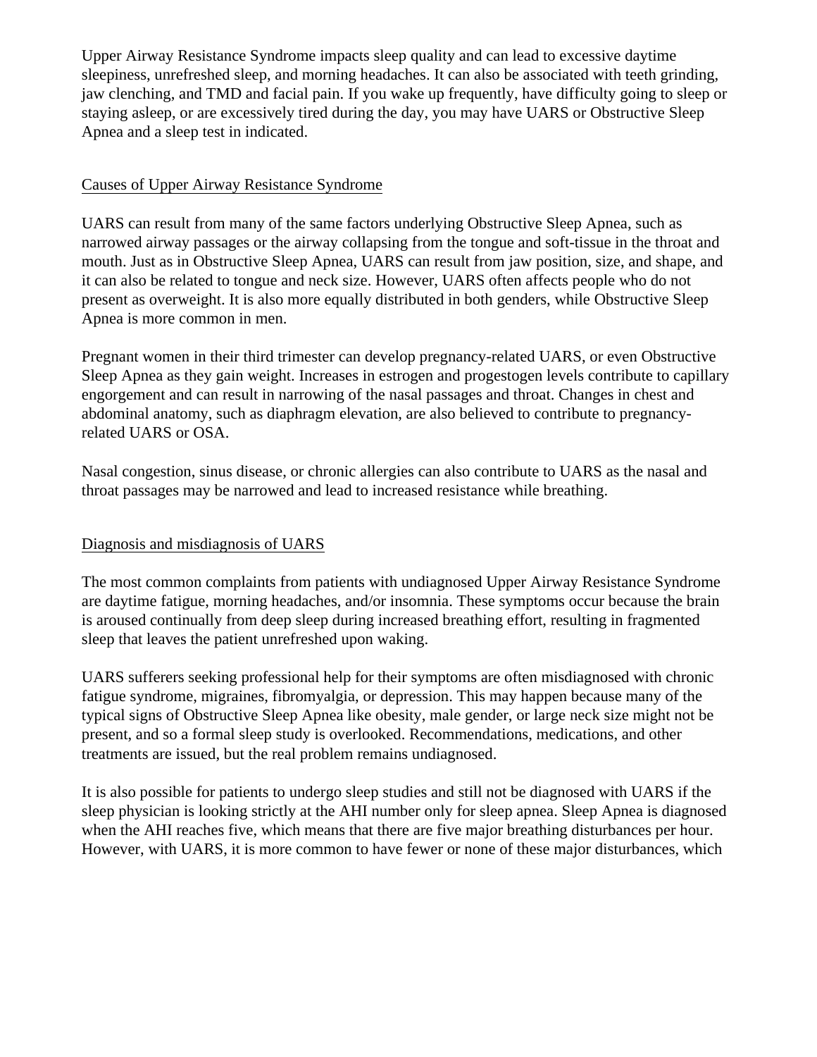Upper Airway Resistance Syndrome impacts sleep quality and can lead to excessive daytime sleepiness, unrefreshed sleep, and morning headaches. It can also be associated with teeth grinding, jaw clenching, and TMD and facial pain. If you wake up frequently, have difficulty going to sleep or staying asleep, or are excessively tired during the day, you may have UARS or Obstructive Sleep Apnea and a sleep test in indicated.

## Causes of Upper Airway Resistance Syndrome

UARS can result from many of the same factors underlying Obstructive Sleep Apnea, such as narrowed airway passages or the airway collapsing from the tongue and soft-tissue in the throat and mouth. Just as in Obstructive Sleep Apnea, UARS can result from jaw position, size, and shape, and it can also be related to tongue and neck size. However, UARS often affects people who do not present as overweight. It is also more equally distributed in both genders, while Obstructive Sleep Apnea is more common in men.

Pregnant women in their third trimester can develop pregnancy-related UARS, or even Obstructive Sleep Apnea as they gain weight. Increases in estrogen and progestogen levels contribute to capillary engorgement and can result in narrowing of the nasal passages and throat. Changes in chest and abdominal anatomy, such as diaphragm elevation, are also believed to contribute to pregnancy-related UARS or OSA.

Nasal congestion, sinus disease, or chronic allergies can also contribute to UARS as the nasal and throat passages may be narrowed and lead to increased resistance while breathing.

## Diagnosis and misdiagnosis of UARS

The most common complaints from patients with undiagnosed Upper Airway Resistance Syndrome are daytime fatigue, morning headaches, and/or insomnia. These symptoms occur because the brain is aroused continually from deep sleep during increased breathing effort, resulting in fragmented sleep that leaves the patient unrefreshed upon waking.

UARS sufferers seeking professional help for their symptoms are often misdiagnosed with chronic fatigue syndrome, migraines, fibromyalgia, or depression. This may happen because many of the typical signs of Obstructive Sleep Apnea like obesity, male gender, or large neck size might not be present, and so a formal sleep study is overlooked. Recommendations, medications, and other treatments are issued, but the real problem remains undiagnosed.

It is also possible for patients to undergo sleep studies and still not be diagnosed with UARS if the sleep physician is looking strictly at the AHI number only for sleep apnea. Sleep Apnea is diagnosed when the AHI reaches five, which means that there are five major breathing disturbances per hour. However, with UARS, it is more common to have fewer or none of these major disturbances, which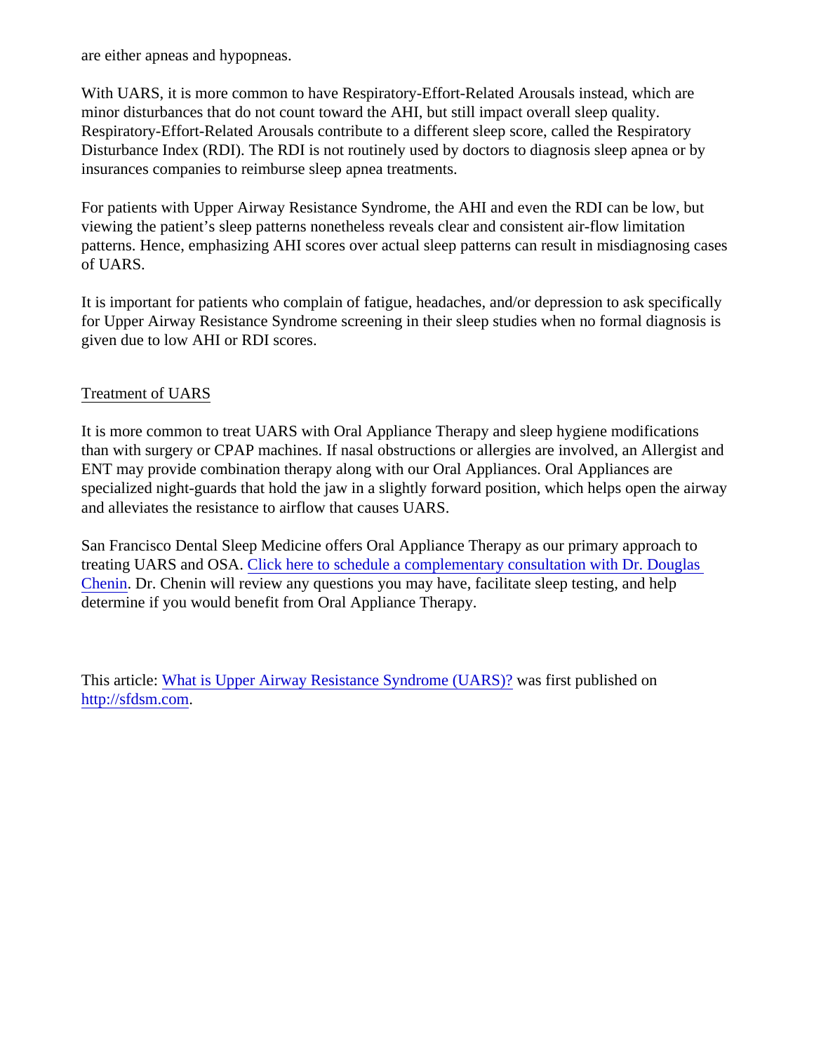are either apneas and hypopneas.

With UARS, it is more common to have Respiratory-Effort-Related Arousals instead, which are minor disturbances that do not count toward the AHI, but still impact overall sleep quality. Respiratory-Effort-Related Arousals contribute to a different sleep score, called the Respiratory Disturbance Index (RDI). The RDI is not routinely used by doctors to diagnosis sleep apnea or by insurances companies to reimburse sleep apnea treatments.

For patients with Upper Airway Resistance Syndrome, the AHI and even the RDI can be low, but viewing the patient's sleep patterns nonetheless reveals clear and consistent air-flow limitation patterns. Hence, emphasizing AHI scores over actual sleep patterns can result in misdiagnosing cases of UARS.

It is important for patients who complain of fatigue, headaches, and/or depression to ask specifically for Upper Airway Resistance Syndrome screening in their sleep studies when no formal diagnosis is given due to low AHI or RDI scores.

## Treatment of UARS

It is more common to treat UARS with Oral Appliance Therapy and sleep hygiene modifications than with surgery or CPAP machines. If nasal obstructions or allergies are involved, an Allergist and ENT may provide combination therapy along with our Oral Appliances. Oral Appliances are specialized night-guards that hold the jaw in a slightly forward position, which helps open the airway and alleviates the resistance to airflow that causes UARS.

San Francisco Dental Sleep Medicine offers Oral Appliance Therapy as our primary approach to treating UARS and OSA. [Click here to schedule a complementary consultation with Dr. Douglas Chenin](). Dr. Chenin will review any questions you may have, facilitate sleep testing, and help determine if you would benefit from Oral Appliance Therapy.

This article: [What is Upper Airway Resistance Syndrome (UARS)?]() was first published on [http://sfdsm.com](http://sfdsm.com).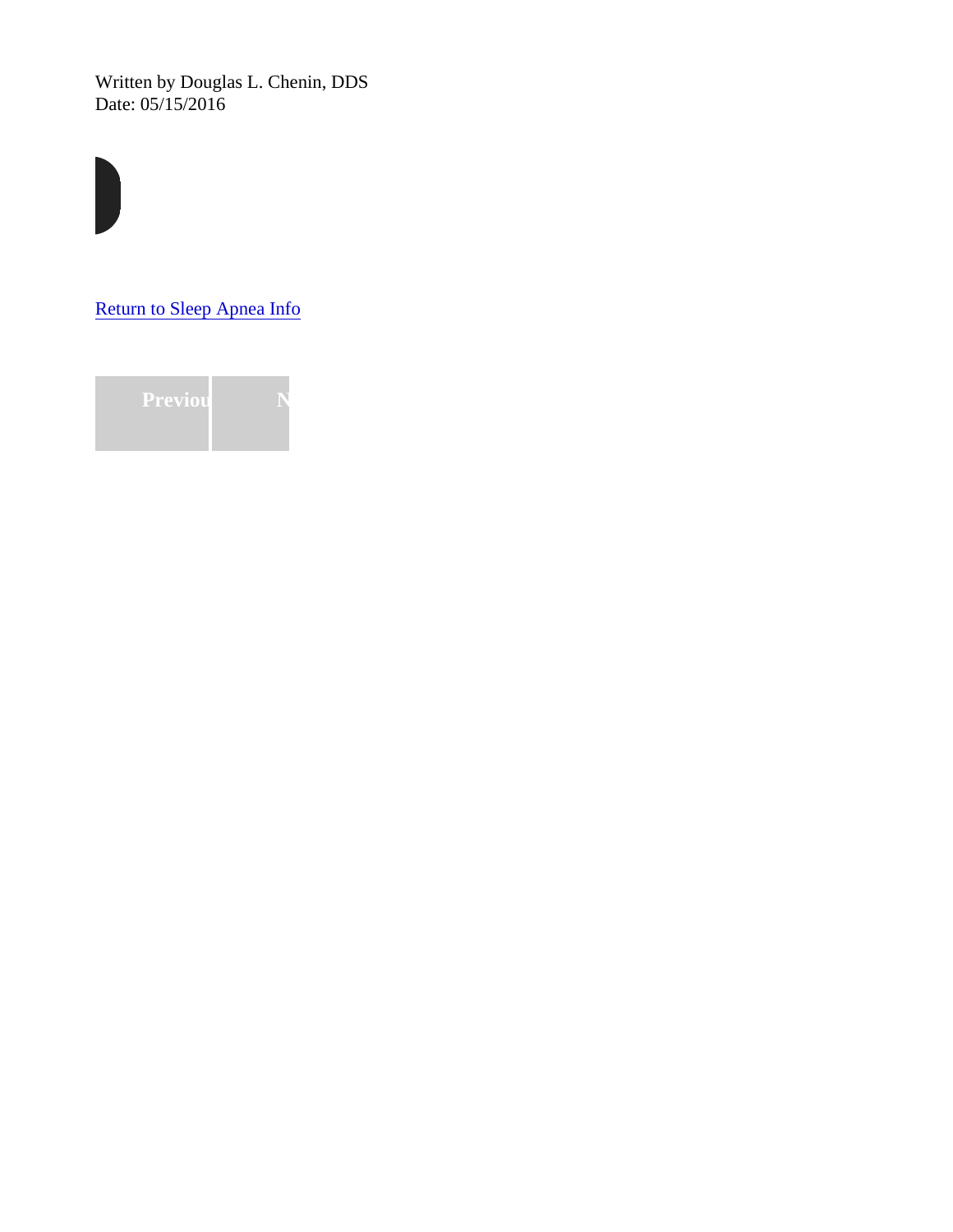Written by Douglas L. Chenin, DDS
Date: 05/15/2016

[Return to Sleep Apnea Info]

Previou N